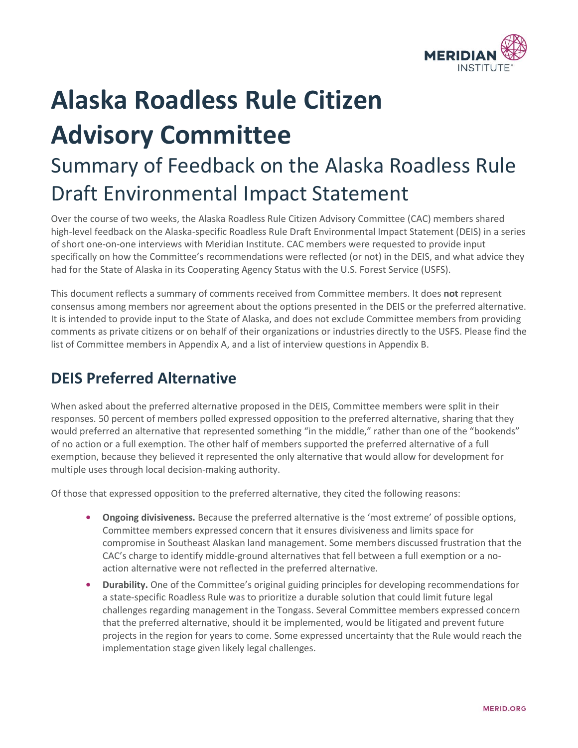# Alaska Roadless Rule Citizen Advisory Committee

## Summary of Feedback on the Alaska Roadless Rule Draft Environmental Impact Statement

Over the course of two weeks, the Alaska Roadless Rule Citizen Advisory Committee (CAC) members shared high-level feedback on the Alaska-specific Roadless Rule Draft Environmental Impact Statement (DEIS) in a series of short one-on-one interviews with Meridian Institute. CAC members were requested to provide input specifically on how the Committee's recommendations were reflected (or not) in the DEIS, and what advice they had for the State of Alaska in its Cooperating Agency Status with the U.S. Forest Service (USFS).

This document reflects a summary of comments received from Committee members. It does **not** represent consensus among members nor agreement about the options presented in the DEIS or the preferred alternative. It is intended to provide input to the State of Alaska, and does not exclude Committee members from providing comments as private citizens or on behalf of their organizations or industries directly to the USFS. Please find the list of Committee members in Appendix A, and a list of interview questions in Appendix B.

## DEIS Preferred Alternative

When asked about the preferred alternative proposed in the DEIS, Committee members were split in their responses. 50 percent of members polled expressed opposition to the preferred alternative, sharing that they would preferred an alternative that represented something "in the middle," rather than one of the "bookends" of no action or a full exemption. The other half of members supported the preferred alternative of a full exemption, because they believed it represented the only alternative that would allow for development for multiple uses through local decision-making authority.

Of those that expressed opposition to the preferred alternative, they cited the following reasons:

- **Ongoing divisiveness.** Because the preferred alternative is the 'most extreme' of possible options, Committee members expressed concern that it ensures divisiveness and limits space for compromise in Southeast Alaskan land management. Some members discussed frustration that the CAC's charge to identify middle-ground alternatives that fell between a full exemption or a no-action alternative were not reflected in the preferred alternative.
- **Durability.** One of the Committee's original guiding principles for developing recommendations for a state-specific Roadless Rule was to prioritize a durable solution that could limit future legal challenges regarding management in the Tongass. Several Committee members expressed concern that the preferred alternative, should it be implemented, would be litigated and prevent future projects in the region for years to come. Some expressed uncertainty that the Rule would reach the implementation stage given likely legal challenges.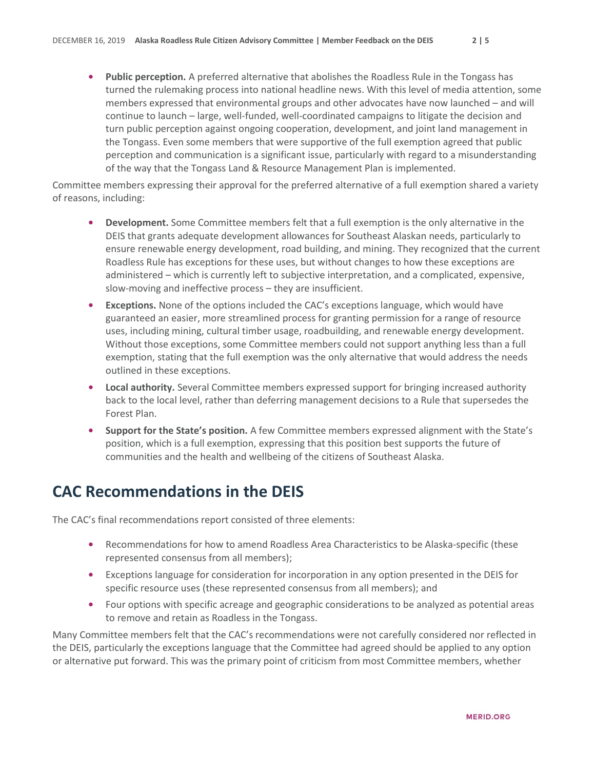- **Public perception.** A preferred alternative that abolishes the Roadless Rule in the Tongass has turned the rulemaking process into national headline news. With this level of media attention, some members expressed that environmental groups and other advocates have now launched – and will continue to launch – large, well-funded, well-coordinated campaigns to litigate the decision and turn public perception against ongoing cooperation, development, and joint land management in the Tongass. Even some members that were supportive of the full exemption agreed that public perception and communication is a significant issue, particularly with regard to a misunderstanding of the way that the Tongass Land & Resource Management Plan is implemented.

Committee members expressing their approval for the preferred alternative of a full exemption shared a variety of reasons, including:

- **Development.** Some Committee members felt that a full exemption is the only alternative in the DEIS that grants adequate development allowances for Southeast Alaskan needs, particularly to ensure renewable energy development, road building, and mining. They recognized that the current Roadless Rule has exceptions for these uses, but without changes to how these exceptions are administered – which is currently left to subjective interpretation, and a complicated, expensive, slow-moving and ineffective process – they are insufficient.
- **Exceptions.** None of the options included the CAC's exceptions language, which would have guaranteed an easier, more streamlined process for granting permission for a range of resource uses, including mining, cultural timber usage, roadbuilding, and renewable energy development. Without those exceptions, some Committee members could not support anything less than a full exemption, stating that the full exemption was the only alternative that would address the needs outlined in these exceptions.
- **Local authority.** Several Committee members expressed support for bringing increased authority back to the local level, rather than deferring management decisions to a Rule that supersedes the Forest Plan.
- **Support for the State's position.** A few Committee members expressed alignment with the State's position, which is a full exemption, expressing that this position best supports the future of communities and the health and wellbeing of the citizens of Southeast Alaska.

## CAC Recommendations in the DEIS

The CAC's final recommendations report consisted of three elements:

- Recommendations for how to amend Roadless Area Characteristics to be Alaska-specific (these represented consensus from all members);
- Exceptions language for consideration for incorporation in any option presented in the DEIS for specific resource uses (these represented consensus from all members); and
- Four options with specific acreage and geographic considerations to be analyzed as potential areas to remove and retain as Roadless in the Tongass.

Many Committee members felt that the CAC's recommendations were not carefully considered nor reflected in the DEIS, particularly the exceptions language that the Committee had agreed should be applied to any option or alternative put forward. This was the primary point of criticism from most Committee members, whether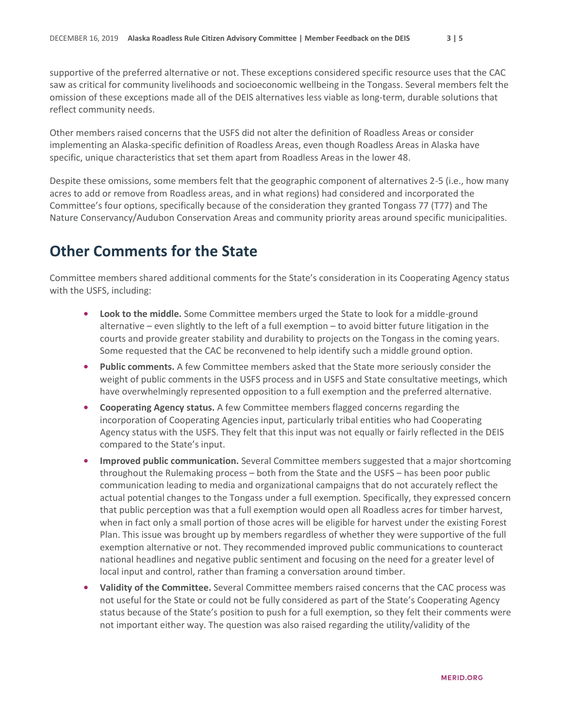supportive of the preferred alternative or not. These exceptions considered specific resource uses that the CAC saw as critical for community livelihoods and socioeconomic wellbeing in the Tongass. Several members felt the omission of these exceptions made all of the DEIS alternatives less viable as long-term, durable solutions that reflect community needs.

Other members raised concerns that the USFS did not alter the definition of Roadless Areas or consider implementing an Alaska-specific definition of Roadless Areas, even though Roadless Areas in Alaska have specific, unique characteristics that set them apart from Roadless Areas in the lower 48.

Despite these omissions, some members felt that the geographic component of alternatives 2-5 (i.e., how many acres to add or remove from Roadless areas, and in what regions) had considered and incorporated the Committee's four options, specifically because of the consideration they granted Tongass 77 (T77) and The Nature Conservancy/Audubon Conservation Areas and community priority areas around specific municipalities.

## Other Comments for the State

Committee members shared additional comments for the State's consideration in its Cooperating Agency status with the USFS, including:

- **Look to the middle.** Some Committee members urged the State to look for a middle-ground alternative – even slightly to the left of a full exemption – to avoid bitter future litigation in the courts and provide greater stability and durability to projects on the Tongass in the coming years. Some requested that the CAC be reconvened to help identify such a middle ground option.
- **Public comments.** A few Committee members asked that the State more seriously consider the weight of public comments in the USFS process and in USFS and State consultative meetings, which have overwhelmingly represented opposition to a full exemption and the preferred alternative.
- **Cooperating Agency status.** A few Committee members flagged concerns regarding the incorporation of Cooperating Agencies input, particularly tribal entities who had Cooperating Agency status with the USFS. They felt that this input was not equally or fairly reflected in the DEIS compared to the State's input.
- **Improved public communication.** Several Committee members suggested that a major shortcoming throughout the Rulemaking process – both from the State and the USFS – has been poor public communication leading to media and organizational campaigns that do not accurately reflect the actual potential changes to the Tongass under a full exemption. Specifically, they expressed concern that public perception was that a full exemption would open all Roadless acres for timber harvest, when in fact only a small portion of those acres will be eligible for harvest under the existing Forest Plan. This issue was brought up by members regardless of whether they were supportive of the full exemption alternative or not. They recommended improved public communications to counteract national headlines and negative public sentiment and focusing on the need for a greater level of local input and control, rather than framing a conversation around timber.
- **Validity of the Committee.** Several Committee members raised concerns that the CAC process was not useful for the State or could not be fully considered as part of the State's Cooperating Agency status because of the State's position to push for a full exemption, so they felt their comments were not important either way. The question was also raised regarding the utility/validity of the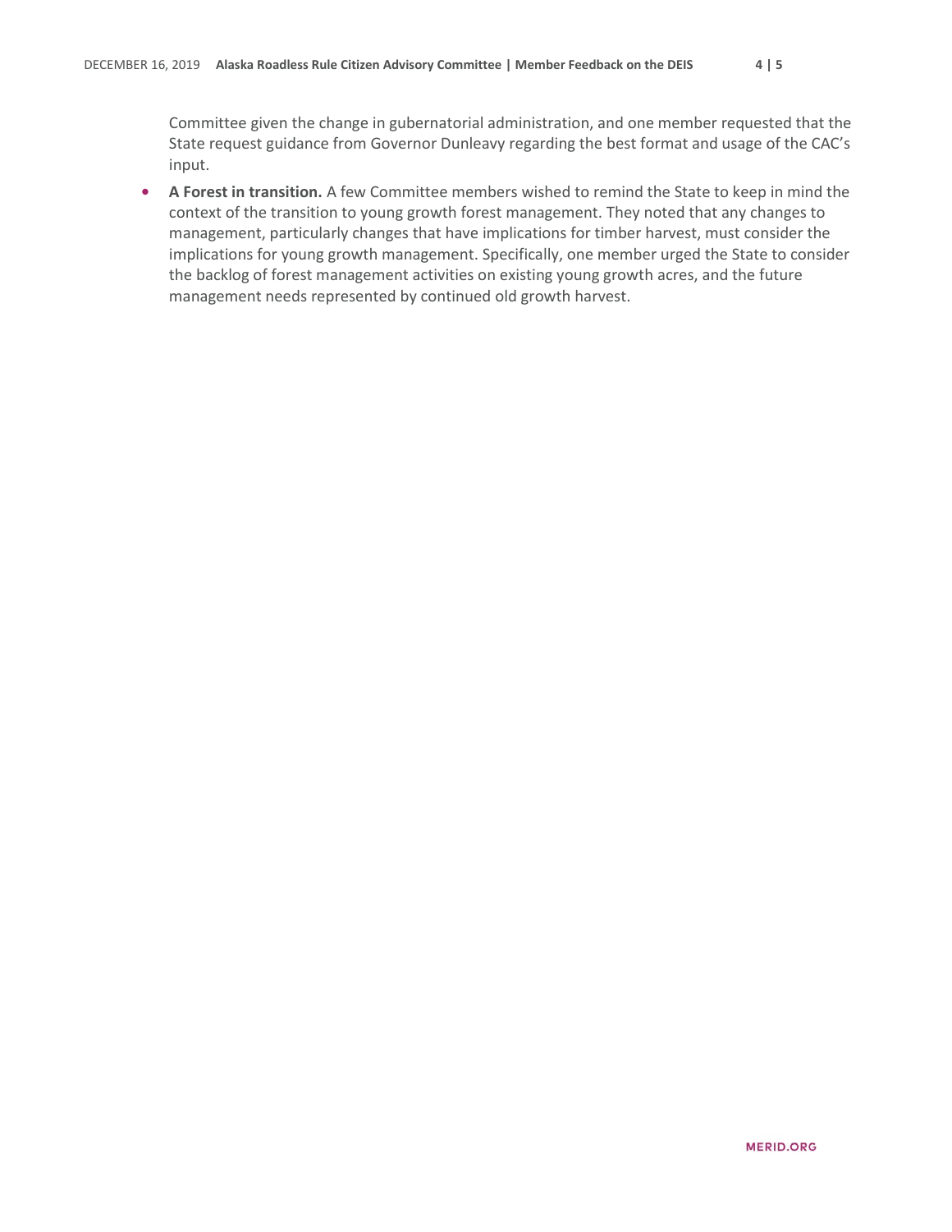Committee given the change in gubernatorial administration, and one member requested that the State request guidance from Governor Dunleavy regarding the best format and usage of the CAC's input.

- **A Forest in transition.** A few Committee members wished to remind the State to keep in mind the context of the transition to young growth forest management. They noted that any changes to management, particularly changes that have implications for timber harvest, must consider the implications for young growth management. Specifically, one member urged the State to consider the backlog of forest management activities on existing young growth acres, and the future management needs represented by continued old growth harvest.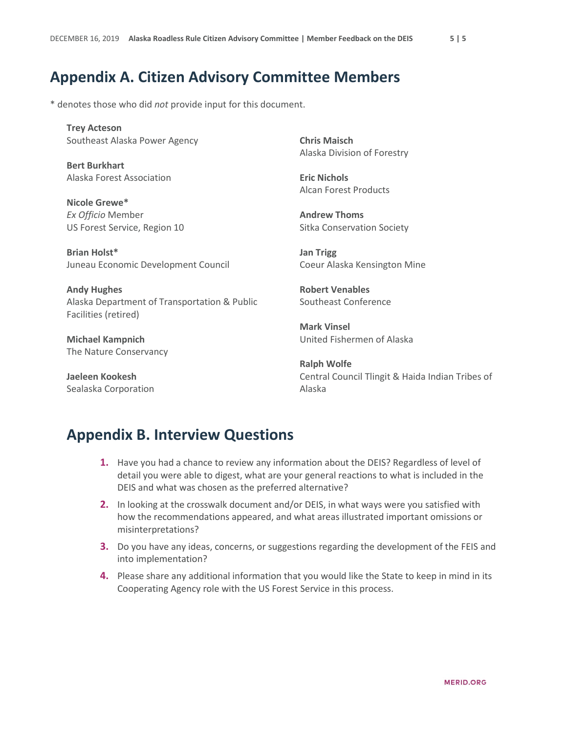## Appendix A. Citizen Advisory Committee Members

* denotes those who did *not* provide input for this document.

**Trey Acteson**
Southeast Alaska Power Agency

**Bert Burkhart**
Alaska Forest Association

**Nicole Grewe***
*Ex Officio* Member
US Forest Service, Region 10

**Brian Holst***
Juneau Economic Development Council

**Andy Hughes**
Alaska Department of Transportation & Public Facilities (retired)

**Michael Kampnich**
The Nature Conservancy

**Jaeleen Kookesh**
Sealaska Corporation

**Chris Maisch**
Alaska Division of Forestry

**Eric Nichols**
Alcan Forest Products

**Andrew Thoms**
Sitka Conservation Society

**Jan Trigg**
Coeur Alaska Kensington Mine

**Robert Venables**
Southeast Conference

**Mark Vinsel**
United Fishermen of Alaska

**Ralph Wolfe**
Central Council Tlingit & Haida Indian Tribes of Alaska

## Appendix B. Interview Questions

1. Have you had a chance to review any information about the DEIS? Regardless of level of detail you were able to digest, what are your general reactions to what is included in the DEIS and what was chosen as the preferred alternative?
2. In looking at the crosswalk document and/or DEIS, in what ways were you satisfied with how the recommendations appeared, and what areas illustrated important omissions or misinterpretations?
3. Do you have any ideas, concerns, or suggestions regarding the development of the FEIS and into implementation?
4. Please share any additional information that you would like the State to keep in mind in its Cooperating Agency role with the US Forest Service in this process.